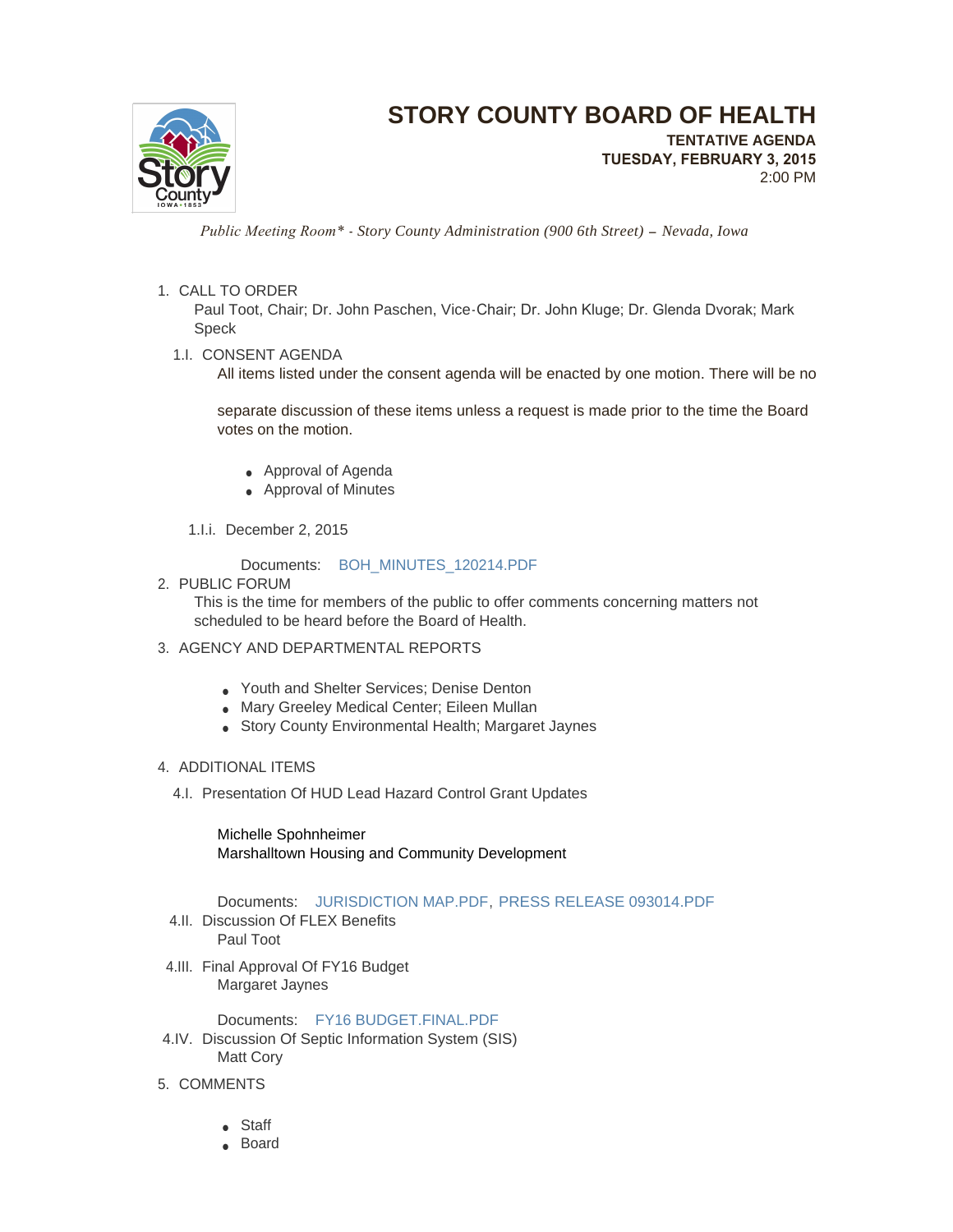# STORY COUNTY BOARD OF HEALTH

**TENTATIVE AGENDA**
**TUESDAY, FEBRUARY 3, 2015**
2:00 PM

*Public Meeting Room\* - Story County Administration (900 6th Street) – Nevada, Iowa*

1. CALL TO ORDER
   Paul Toot, Chair; Dr. John Paschen, Vice-Chair; Dr. John Kluge; Dr. Glenda Dvorak; Mark Speck

   1.I. CONSENT AGENDA
   All items listed under the consent agenda will be enacted by one motion. There will be no

   separate discussion of these items unless a request is made prior to the time the Board votes on the motion.

   - Approval of Agenda
   - Approval of Minutes

   1.I.i. December 2, 2015

   Documents: BOH_MINUTES_120214.PDF

2. PUBLIC FORUM
   This is the time for members of the public to offer comments concerning matters not scheduled to be heard before the Board of Health.

3. AGENCY AND DEPARTMENTAL REPORTS

   - Youth and Shelter Services; Denise Denton
   - Mary Greeley Medical Center; Eileen Mullan
   - Story County Environmental Health; Margaret Jaynes

4. ADDITIONAL ITEMS

   4.I. Presentation Of HUD Lead Hazard Control Grant Updates

   Michelle Spohnheimer
   Marshalltown Housing and Community Development

   Documents: JURISDICTION MAP.PDF, PRESS RELEASE 093014.PDF

   4.II. Discussion Of FLEX Benefits
   Paul Toot

   4.III. Final Approval Of FY16 Budget
   Margaret Jaynes

   Documents: FY16 BUDGET.FINAL.PDF

   4.IV. Discussion Of Septic Information System (SIS)
   Matt Cory

5. COMMENTS

   - Staff
   - Board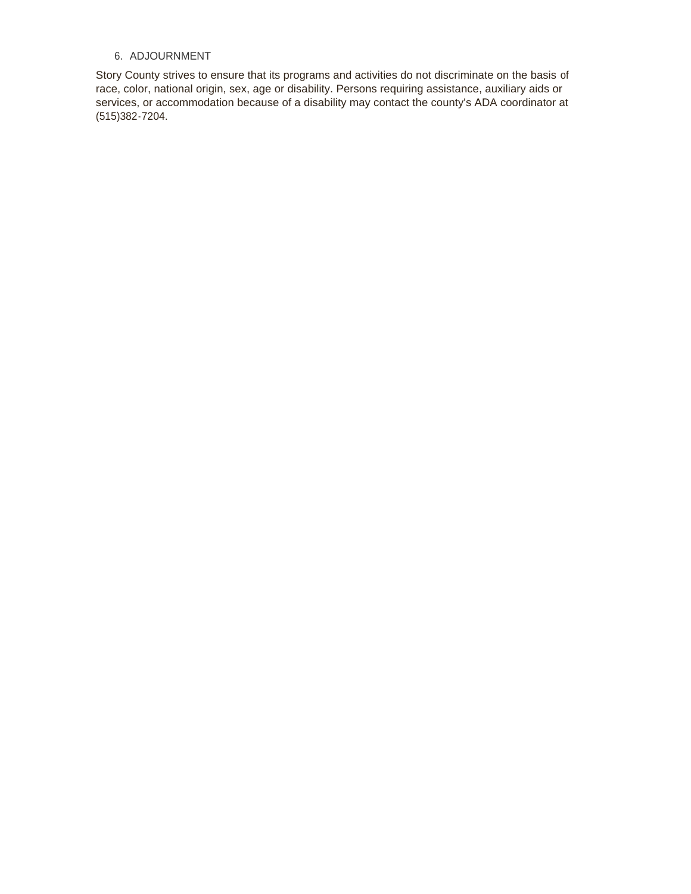6. ADJOURNMENT

Story County strives to ensure that its programs and activities do not discriminate on the basis of race, color, national origin, sex, age or disability. Persons requiring assistance, auxiliary aids or services, or accommodation because of a disability may contact the county's ADA coordinator at (515)382-7204.